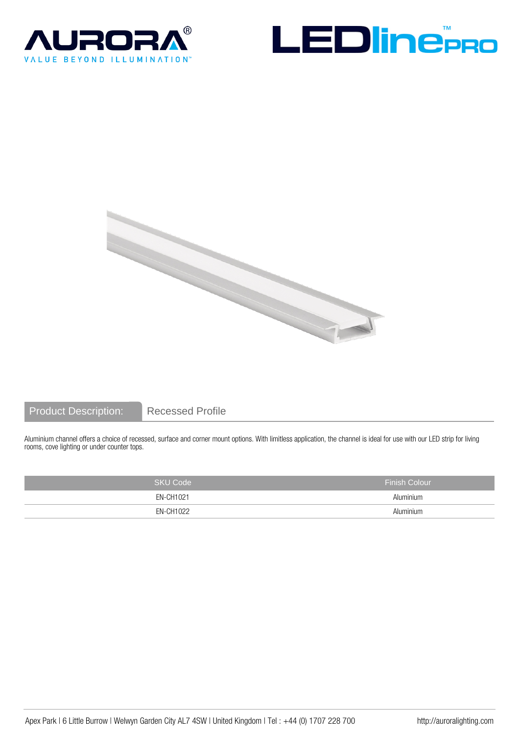AURORA®

VALUE BEYOND ILLUMINATION™

LEDlinePRO™

## Product Description: Recessed Profile

Aluminium channel offers a choice of recessed, surface and corner mount options. With limitless application, the channel is ideal for use with our LED strip for living rooms, cove lighting or under counter tops.

| SKU Code | Finish Colour |
| --- | --- |
| EN-CH1021 | Aluminium |
| EN-CH1022 | Aluminium |

Apex Park | 6 Little Burrow | Welwyn Garden City AL7 4SW | United Kingdom | Tel : +44 (0) 1707 228 700 http://auroralighting.com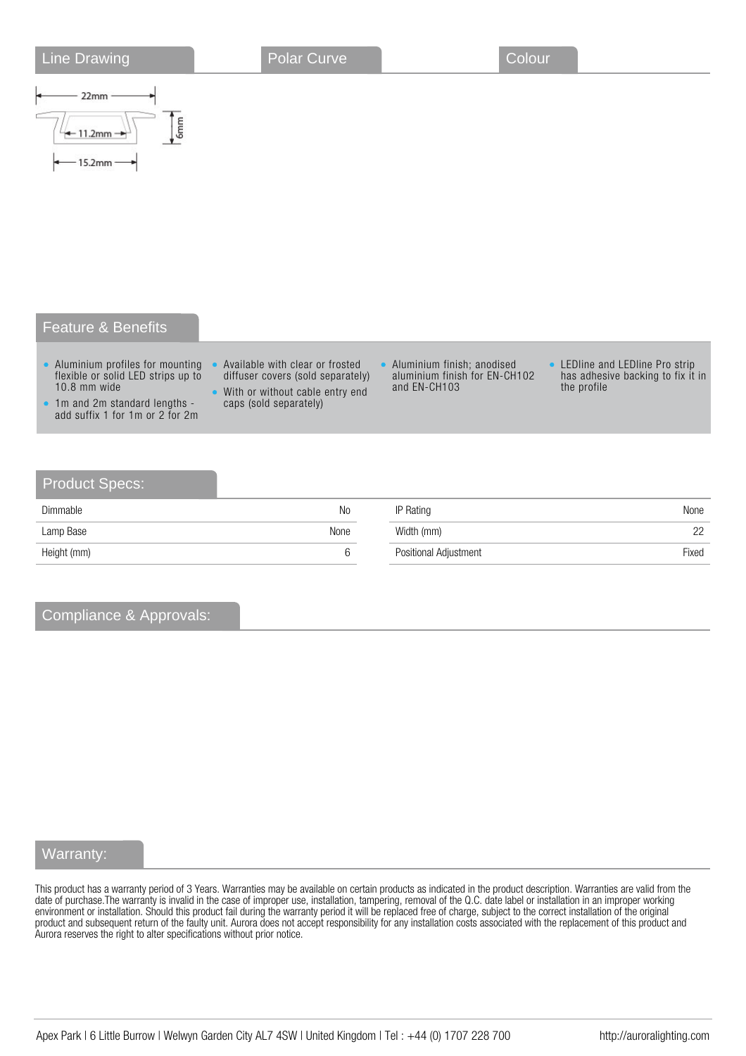## Line Drawing

22mm

11.2mm

6mm

15.2mm

## Polar Curve

## Colour

## Feature & Benefits

- Aluminium profiles for mounting flexible or solid LED strips up to 10.8 mm wide
- 1m and 2m standard lengths - add suffix 1 for 1m or 2 for 2m
- Available with clear or frosted diffuser covers (sold separately)
- With or without cable entry end caps (sold separately)
- Aluminium finish; anodised aluminium finish for EN-CH102 and EN-CH103
- LEDline and LEDline Pro strip has adhesive backing to fix it in the profile

## Product Specs:

| | | | |
|---|---|---|---|
| Dimmable | No | IP Rating | None |
| Lamp Base | None | Width (mm) | 22 |
| Height (mm) | 6 | Positional Adjustment | Fixed |

## Compliance & Approvals:

## Warranty:

This product has a warranty period of 3 Years. Warranties may be available on certain products as indicated in the product description. Warranties are valid from the date of purchase.The warranty is invalid in the case of improper use, installation, tampering, removal of the Q.C. date label or installation in an improper working environment or installation. Should this product fail during the warranty period it will be replaced free of charge, subject to the correct installation of the original product and subsequent return of the faulty unit. Aurora does not accept responsibility for any installation costs associated with the replacement of this product and Aurora reserves the right to alter specifications without prior notice.

Apex Park | 6 Little Burrow | Welwyn Garden City AL7 4SW | United Kingdom | Tel : +44 (0) 1707 228 700 http://auroralighting.com